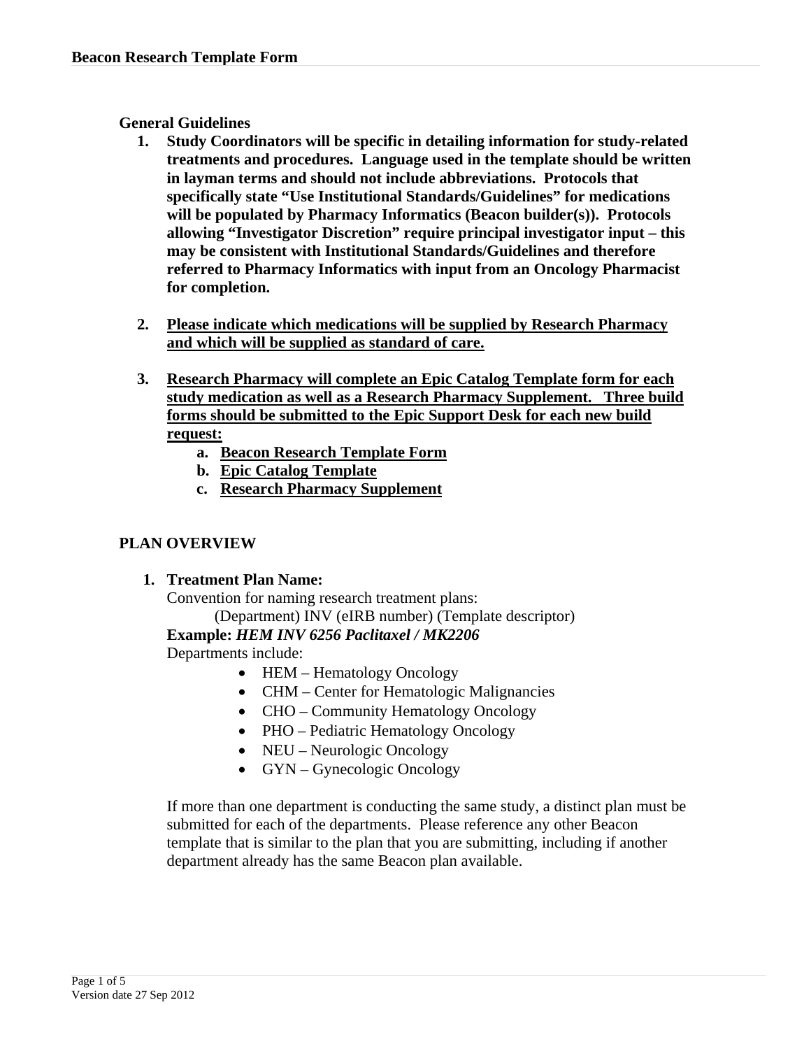# Beacon Research Template Form

## General Guidelines

1. **Study Coordinators will be specific in detailing information for study-related treatments and procedures. Language used in the template should be written in layman terms and should not include abbreviations. Protocols that specifically state "Use Institutional Standards/Guidelines" for medications will be populated by Pharmacy Informatics (Beacon builder(s)). Protocols allowing "Investigator Discretion" require principal investigator input – this may be consistent with Institutional Standards/Guidelines and therefore referred to Pharmacy Informatics with input from an Oncology Pharmacist for completion.**

2. **<u>Please indicate which medications will be supplied by Research Pharmacy and which will be supplied as standard of care.</u>**

3. **<u>Research Pharmacy will complete an Epic Catalog Template form for each study medication as well as a Research Pharmacy Supplement. Three build forms should be submitted to the Epic Support Desk for each new build request:</u>**
   a. **<u>Beacon Research Template Form</u>**
   b. **<u>Epic Catalog Template</u>**
   c. **<u>Research Pharmacy Supplement</u>**

## PLAN OVERVIEW

1. **Treatment Plan Name:**
   Convention for naming research treatment plans:
   (Department) INV (eIRB number) (Template descriptor)
   **Example:** ***HEM INV 6256 Paclitaxel / MK2206***
   Departments include:
   - HEM – Hematology Oncology
   - CHM – Center for Hematologic Malignancies
   - CHO – Community Hematology Oncology
   - PHO – Pediatric Hematology Oncology
   - NEU – Neurologic Oncology
   - GYN – Gynecologic Oncology

   If more than one department is conducting the same study, a distinct plan must be submitted for each of the departments. Please reference any other Beacon template that is similar to the plan that you are submitting, including if another department already has the same Beacon plan available.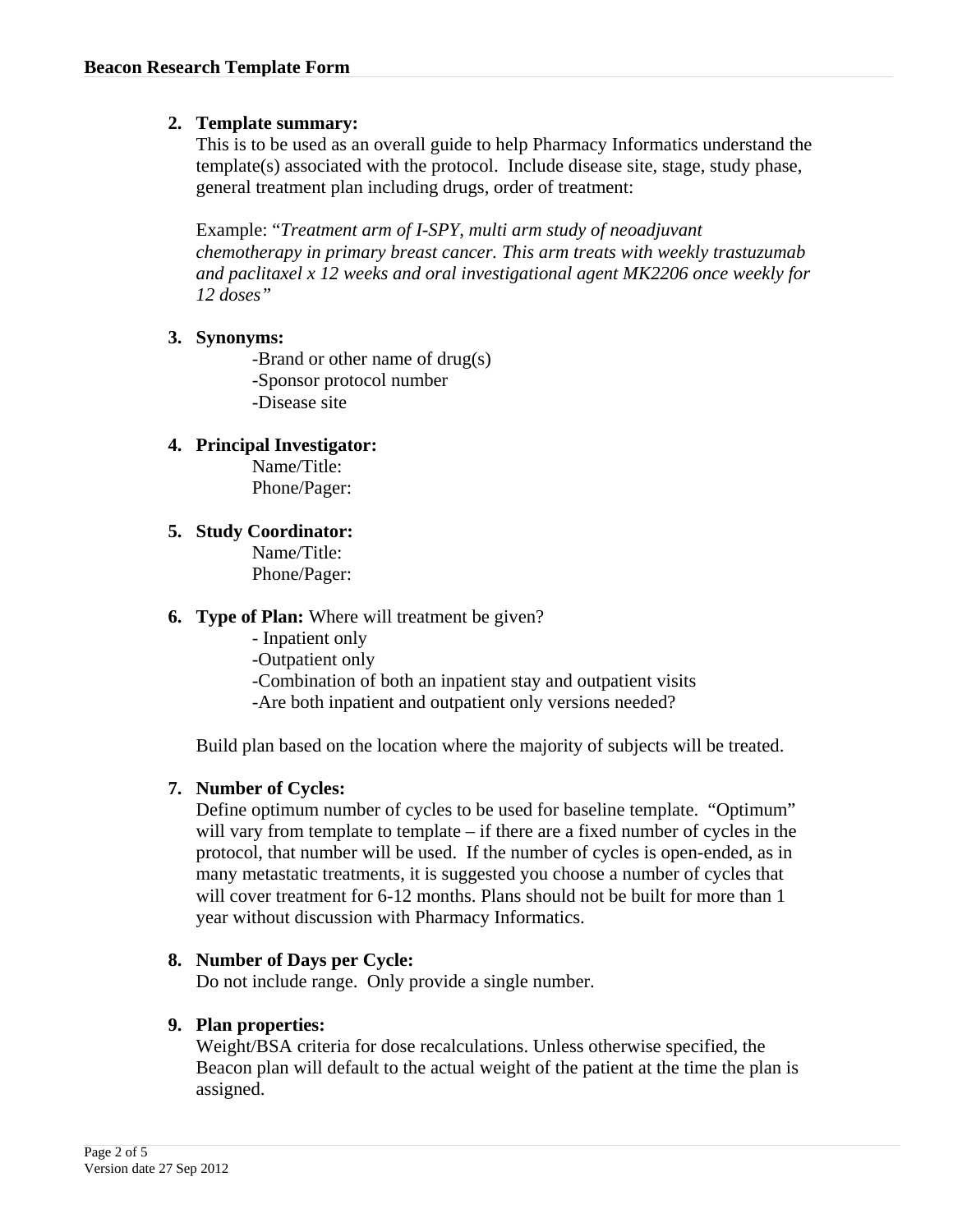2. **Template summary:**
   This is to be used as an overall guide to help Pharmacy Informatics understand the template(s) associated with the protocol. Include disease site, stage, study phase, general treatment plan including drugs, order of treatment:

   Example: "*Treatment arm of I-SPY, multi arm study of neoadjuvant chemotherapy in primary breast cancer. This arm treats with weekly trastuzumab and paclitaxel x 12 weeks and oral investigational agent MK2206 once weekly for 12 doses"*

3. **Synonyms:**
   - -Brand or other name of drug(s)
   - -Sponsor protocol number
   - -Disease site

4. **Principal Investigator:**
   Name/Title:
   Phone/Pager:

5. **Study Coordinator:**
   Name/Title:
   Phone/Pager:

6. **Type of Plan:** Where will treatment be given?
   - - Inpatient only
   - -Outpatient only
   - -Combination of both an inpatient stay and outpatient visits
   - -Are both inpatient and outpatient only versions needed?

   Build plan based on the location where the majority of subjects will be treated.

7. **Number of Cycles:**
   Define optimum number of cycles to be used for baseline template. "Optimum" will vary from template to template – if there are a fixed number of cycles in the protocol, that number will be used. If the number of cycles is open-ended, as in many metastatic treatments, it is suggested you choose a number of cycles that will cover treatment for 6-12 months. Plans should not be built for more than 1 year without discussion with Pharmacy Informatics.

8. **Number of Days per Cycle:**
   Do not include range. Only provide a single number.

9. **Plan properties:**
   Weight/BSA criteria for dose recalculations. Unless otherwise specified, the Beacon plan will default to the actual weight of the patient at the time the plan is assigned.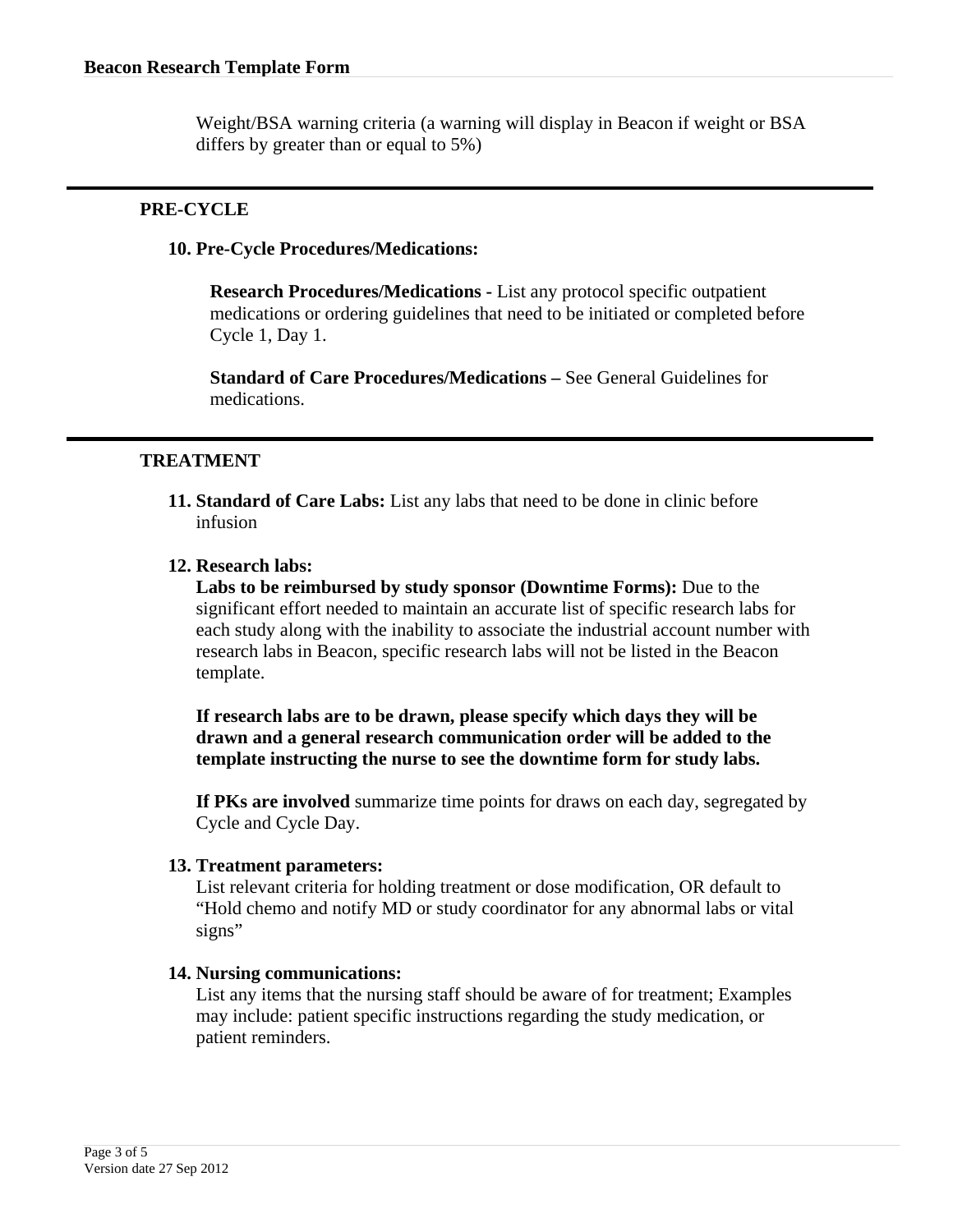Weight/BSA warning criteria (a warning will display in Beacon if weight or BSA differs by greater than or equal to 5%)

---

## PRE-CYCLE

**10. Pre-Cycle Procedures/Medications:**

**Research Procedures/Medications -** List any protocol specific outpatient medications or ordering guidelines that need to be initiated or completed before Cycle 1, Day 1.

**Standard of Care Procedures/Medications –** See General Guidelines for medications.

---

## TREATMENT

**11. Standard of Care Labs:** List any labs that need to be done in clinic before infusion

**12. Research labs:**

**Labs to be reimbursed by study sponsor (Downtime Forms):** Due to the significant effort needed to maintain an accurate list of specific research labs for each study along with the inability to associate the industrial account number with research labs in Beacon, specific research labs will not be listed in the Beacon template.

**If research labs are to be drawn, please specify which days they will be drawn and a general research communication order will be added to the template instructing the nurse to see the downtime form for study labs.**

**If PKs are involved** summarize time points for draws on each day, segregated by Cycle and Cycle Day.

**13. Treatment parameters:**

List relevant criteria for holding treatment or dose modification, OR default to "Hold chemo and notify MD or study coordinator for any abnormal labs or vital signs"

**14. Nursing communications:**

List any items that the nursing staff should be aware of for treatment; Examples may include: patient specific instructions regarding the study medication, or patient reminders.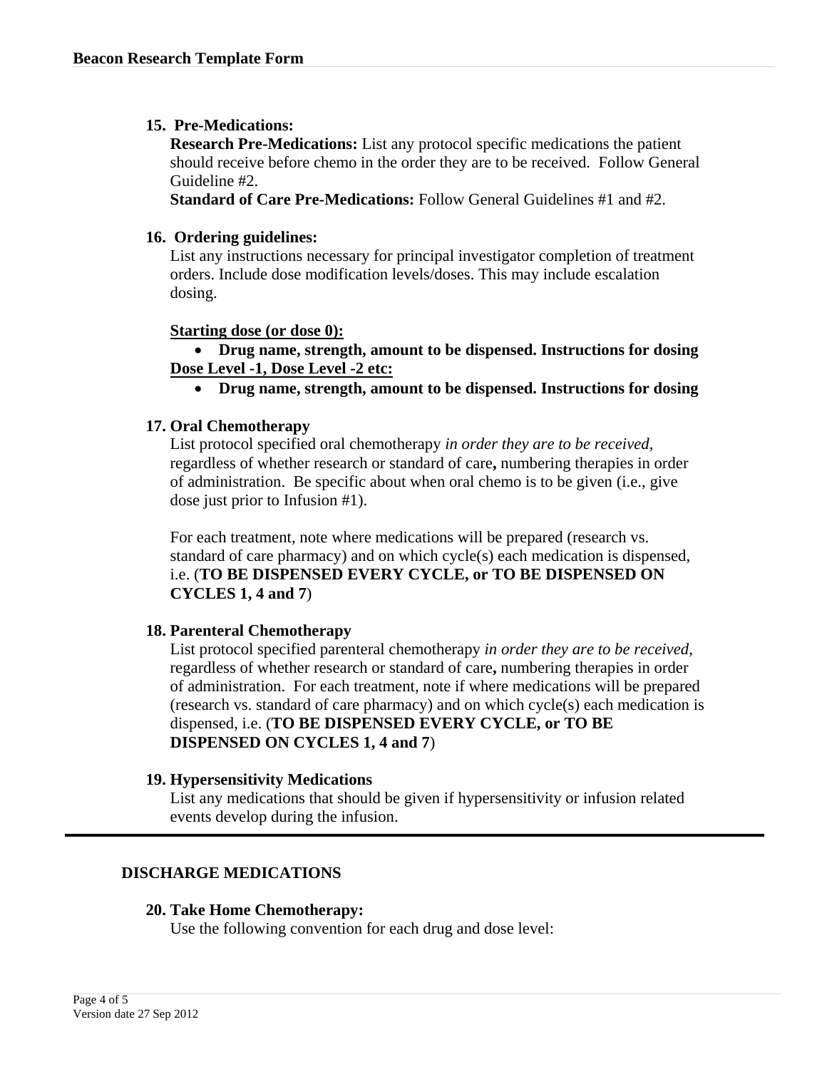**15. Pre-Medications:**

**Research Pre-Medications:** List any protocol specific medications the patient should receive before chemo in the order they are to be received. Follow General Guideline #2.

**Standard of Care Pre-Medications:** Follow General Guidelines #1 and #2.

**16. Ordering guidelines:**

List any instructions necessary for principal investigator completion of treatment orders. Include dose modification levels/doses. This may include escalation dosing.

**Starting dose (or dose 0):**

- **Drug name, strength, amount to be dispensed. Instructions for dosing**

**Dose Level -1, Dose Level -2 etc:**

- **Drug name, strength, amount to be dispensed. Instructions for dosing**

**17. Oral Chemotherapy**

List protocol specified oral chemotherapy *in order they are to be received*, regardless of whether research or standard of care**,** numbering therapies in order of administration. Be specific about when oral chemo is to be given (i.e., give dose just prior to Infusion #1).

For each treatment, note where medications will be prepared (research vs. standard of care pharmacy) and on which cycle(s) each medication is dispensed, i.e. (**TO BE DISPENSED EVERY CYCLE, or TO BE DISPENSED ON CYCLES 1, 4 and 7**)

**18. Parenteral Chemotherapy**

List protocol specified parenteral chemotherapy *in order they are to be received*, regardless of whether research or standard of care**,** numbering therapies in order of administration. For each treatment, note if where medications will be prepared (research vs. standard of care pharmacy) and on which cycle(s) each medication is dispensed, i.e. (**TO BE DISPENSED EVERY CYCLE, or TO BE DISPENSED ON CYCLES 1, 4 and 7**)

**19. Hypersensitivity Medications**

List any medications that should be given if hypersensitivity or infusion related events develop during the infusion.

---

## DISCHARGE MEDICATIONS

**20. Take Home Chemotherapy:**

Use the following convention for each drug and dose level: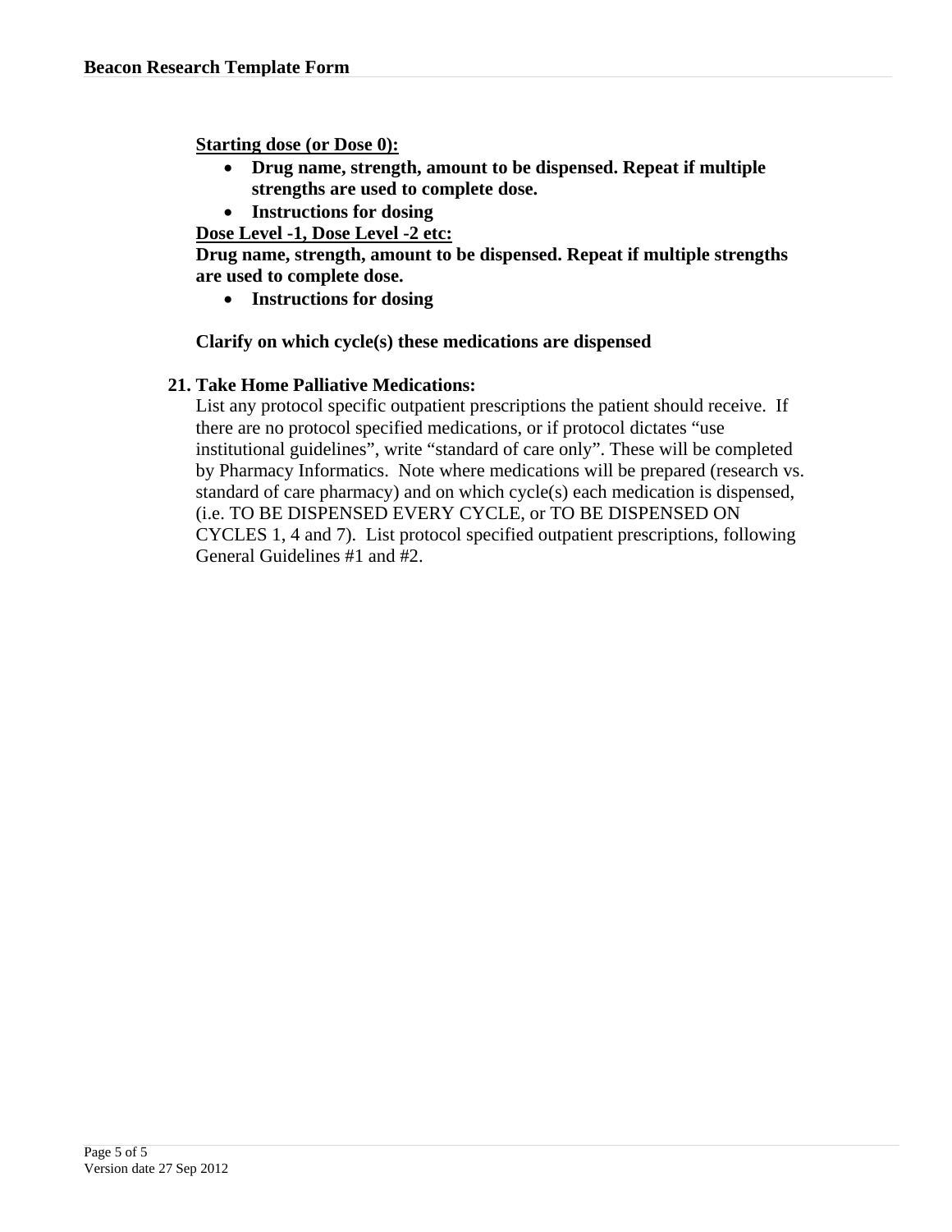**<u>Starting dose (or Dose 0):</u>**

- **Drug name, strength, amount to be dispensed. Repeat if multiple strengths are used to complete dose.**
- **Instructions for dosing**

**<u>Dose Level -1, Dose Level -2 etc:</u>**

**Drug name, strength, amount to be dispensed. Repeat if multiple strengths are used to complete dose.**

- **Instructions for dosing**

**Clarify on which cycle(s) these medications are dispensed**

**21. Take Home Palliative Medications:**

List any protocol specific outpatient prescriptions the patient should receive. If there are no protocol specified medications, or if protocol dictates "use institutional guidelines", write "standard of care only". These will be completed by Pharmacy Informatics. Note where medications will be prepared (research vs. standard of care pharmacy) and on which cycle(s) each medication is dispensed, (i.e. TO BE DISPENSED EVERY CYCLE, or TO BE DISPENSED ON CYCLES 1, 4 and 7). List protocol specified outpatient prescriptions, following General Guidelines #1 and #2.